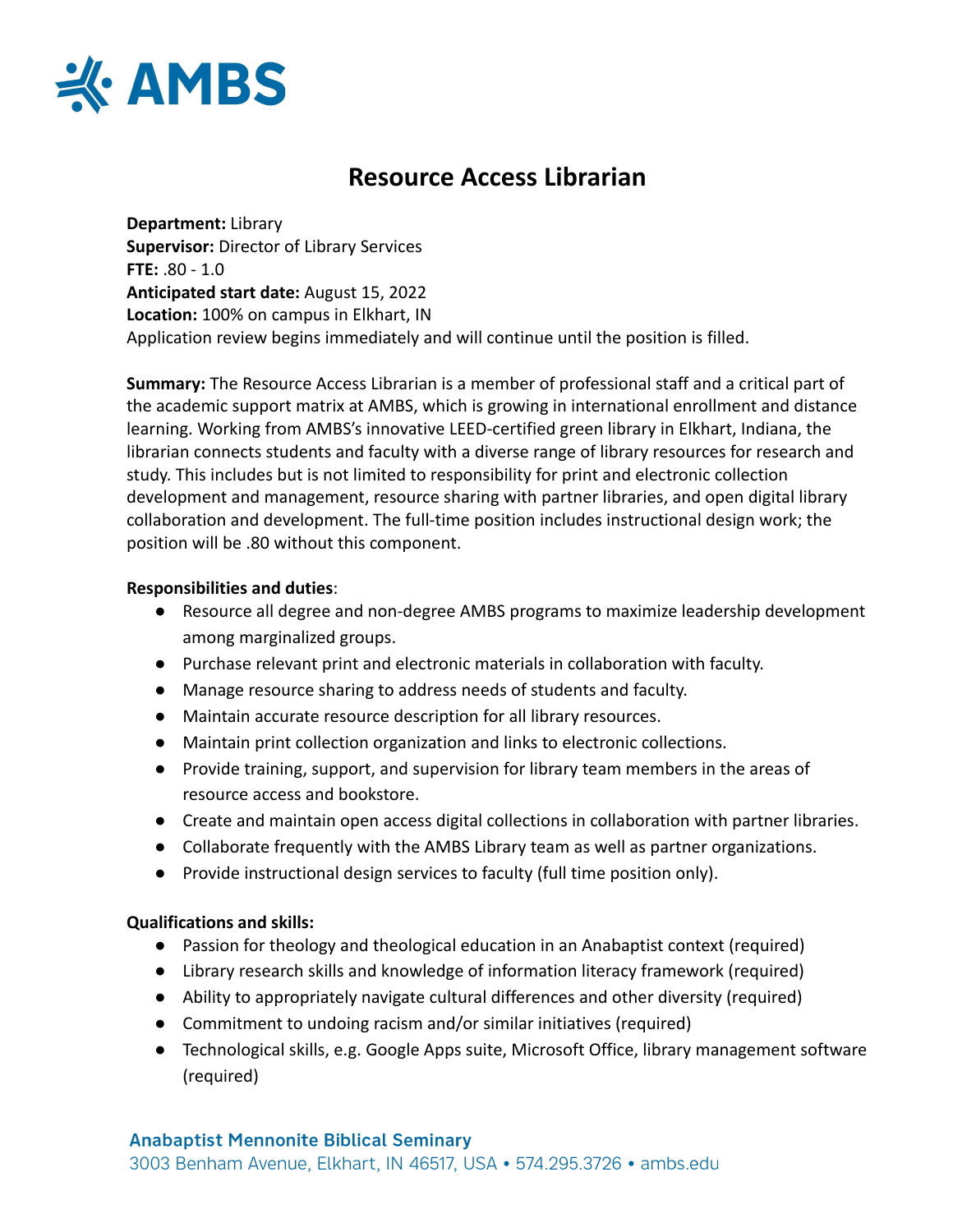AMBS

# Resource Access Librarian

**Department:** Library
**Supervisor:** Director of Library Services
**FTE:** .80 - 1.0
**Anticipated start date:** August 15, 2022
**Location:** 100% on campus in Elkhart, IN
Application review begins immediately and will continue until the position is filled.

**Summary:** The Resource Access Librarian is a member of professional staff and a critical part of the academic support matrix at AMBS, which is growing in international enrollment and distance learning. Working from AMBS's innovative LEED-certified green library in Elkhart, Indiana, the librarian connects students and faculty with a diverse range of library resources for research and study. This includes but is not limited to responsibility for print and electronic collection development and management, resource sharing with partner libraries, and open digital library collaboration and development. The full-time position includes instructional design work; the position will be .80 without this component.

**Responsibilities and duties**:

- Resource all degree and non-degree AMBS programs to maximize leadership development among marginalized groups.
- Purchase relevant print and electronic materials in collaboration with faculty.
- Manage resource sharing to address needs of students and faculty.
- Maintain accurate resource description for all library resources.
- Maintain print collection organization and links to electronic collections.
- Provide training, support, and supervision for library team members in the areas of resource access and bookstore.
- Create and maintain open access digital collections in collaboration with partner libraries.
- Collaborate frequently with the AMBS Library team as well as partner organizations.
- Provide instructional design services to faculty (full time position only).

**Qualifications and skills:**

- Passion for theology and theological education in an Anabaptist context (required)
- Library research skills and knowledge of information literacy framework (required)
- Ability to appropriately navigate cultural differences and other diversity (required)
- Commitment to undoing racism and/or similar initiatives (required)
- Technological skills, e.g. Google Apps suite, Microsoft Office, library management software (required)

Anabaptist Mennonite Biblical Seminary
3003 Benham Avenue, Elkhart, IN 46517, USA • 574.295.3726 • ambs.edu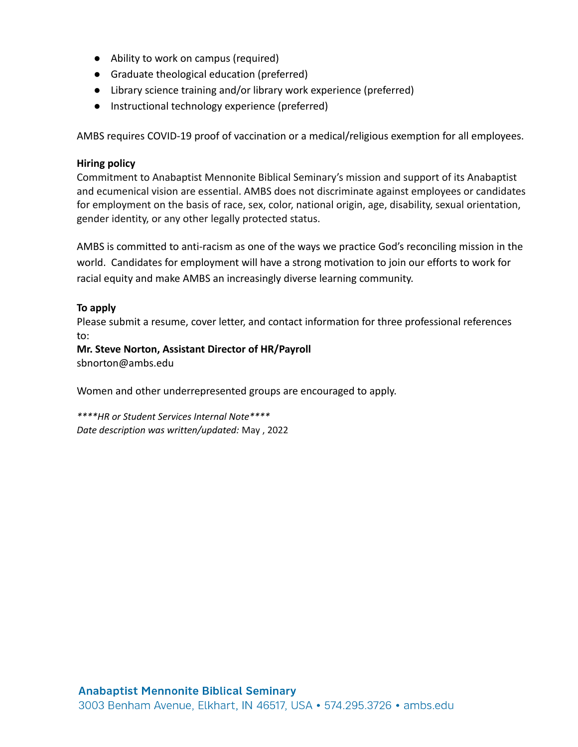- Ability to work on campus (required)
- Graduate theological education (preferred)
- Library science training and/or library work experience (preferred)
- Instructional technology experience (preferred)

AMBS requires COVID-19 proof of vaccination or a medical/religious exemption for all employees.

**Hiring policy**
Commitment to Anabaptist Mennonite Biblical Seminary's mission and support of its Anabaptist and ecumenical vision are essential. AMBS does not discriminate against employees or candidates for employment on the basis of race, sex, color, national origin, age, disability, sexual orientation, gender identity, or any other legally protected status.

AMBS is committed to anti-racism as one of the ways we practice God's reconciling mission in the world. Candidates for employment will have a strong motivation to join our efforts to work for racial equity and make AMBS an increasingly diverse learning community.

**To apply**
Please submit a resume, cover letter, and contact information for three professional references to:
**Mr. Steve Norton, Assistant Director of HR/Payroll**
sbnorton@ambs.edu

Women and other underrepresented groups are encouraged to apply.

*\*\*\*\*HR or Student Services Internal Note\*\*\*\**
*Date description was written/updated:* May , 2022

**Anabaptist Mennonite Biblical Seminary**
3003 Benham Avenue, Elkhart, IN 46517, USA • 574.295.3726 • ambs.edu